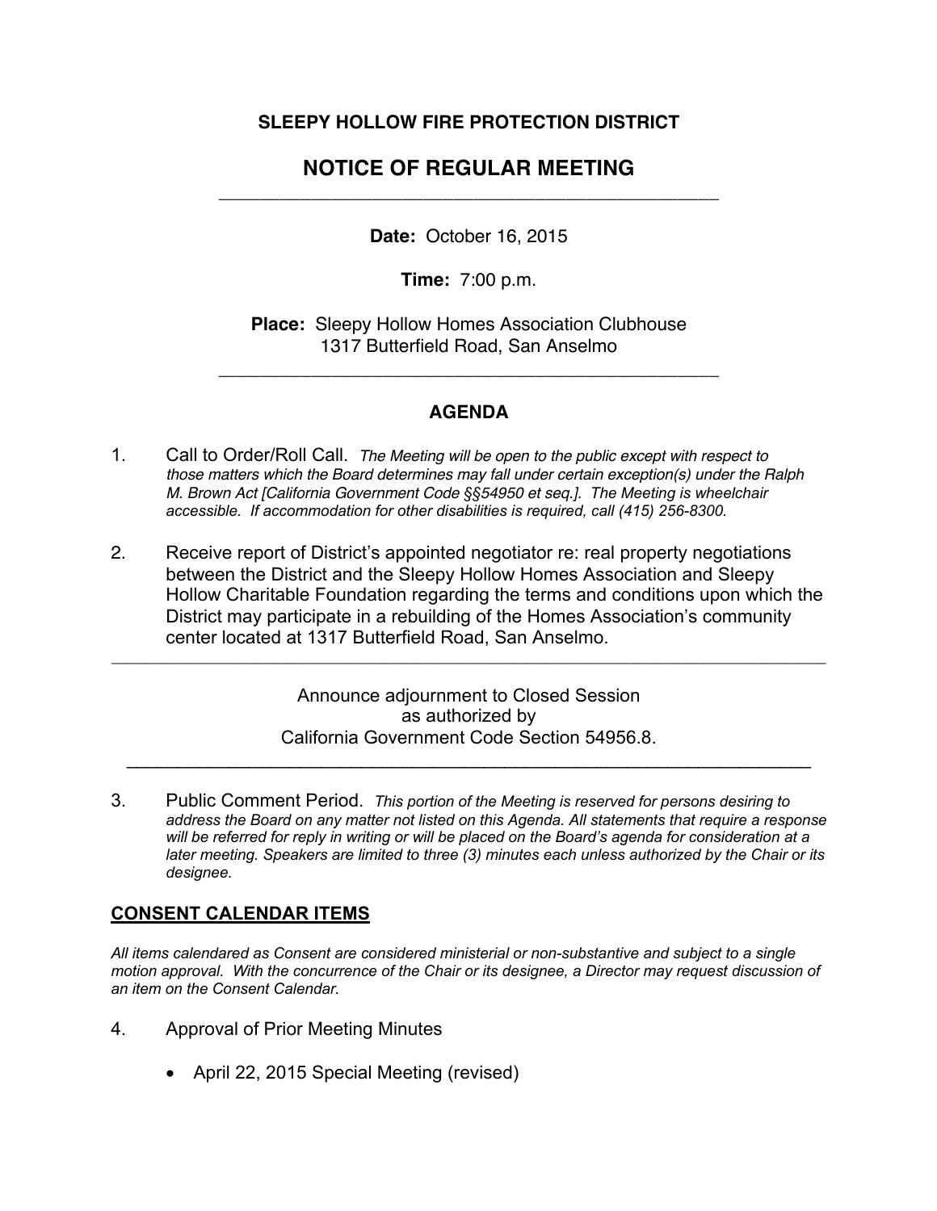**SLEEPY HOLLOW FIRE PROTECTION DISTRICT**

# NOTICE OF REGULAR MEETING

---

**Date:** October 16, 2015

**Time:** 7:00 p.m.

**Place:** Sleepy Hollow Homes Association Clubhouse
1317 Butterfield Road, San Anselmo

---

## AGENDA

1. Call to Order/Roll Call. *The Meeting will be open to the public except with respect to those matters which the Board determines may fall under certain exception(s) under the Ralph M. Brown Act [California Government Code §§54950 et seq.]. The Meeting is wheelchair accessible. If accommodation for other disabilities is required, call (415) 256-8300.*

2. Receive report of District's appointed negotiator re: real property negotiations between the District and the Sleepy Hollow Homes Association and Sleepy Hollow Charitable Foundation regarding the terms and conditions upon which the District may participate in a rebuilding of the Homes Association's community center located at 1317 Butterfield Road, San Anselmo.

---

Announce adjournment to Closed Session
as authorized by
California Government Code Section 54956.8.

---

3. Public Comment Period. *This portion of the Meeting is reserved for persons desiring to address the Board on any matter not listed on this Agenda. All statements that require a response will be referred for reply in writing or will be placed on the Board's agenda for consideration at a later meeting. Speakers are limited to three (3) minutes each unless authorized by the Chair or its designee.*

## CONSENT CALENDAR ITEMS

*All items calendared as Consent are considered ministerial or non-substantive and subject to a single motion approval. With the concurrence of the Chair or its designee, a Director may request discussion of an item on the Consent Calendar.*

4. Approval of Prior Meeting Minutes

   - April 22, 2015 Special Meeting (revised)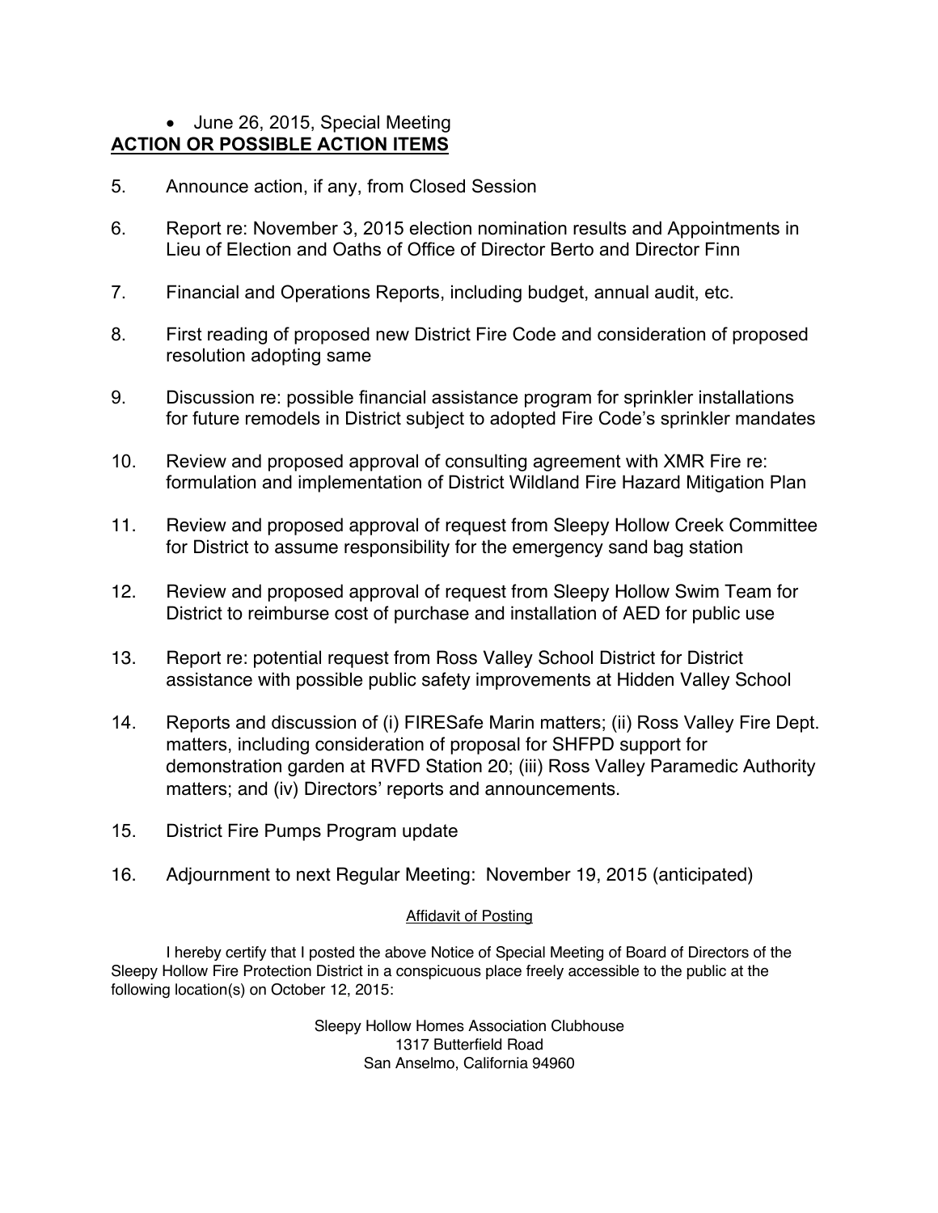- June 26, 2015, Special Meeting

**ACTION OR POSSIBLE ACTION ITEMS**

5. Announce action, if any, from Closed Session

6. Report re: November 3, 2015 election nomination results and Appointments in Lieu of Election and Oaths of Office of Director Berto and Director Finn

7. Financial and Operations Reports, including budget, annual audit, etc.

8. First reading of proposed new District Fire Code and consideration of proposed resolution adopting same

9. Discussion re: possible financial assistance program for sprinkler installations for future remodels in District subject to adopted Fire Code's sprinkler mandates

10. Review and proposed approval of consulting agreement with XMR Fire re: formulation and implementation of District Wildland Fire Hazard Mitigation Plan

11. Review and proposed approval of request from Sleepy Hollow Creek Committee for District to assume responsibility for the emergency sand bag station

12. Review and proposed approval of request from Sleepy Hollow Swim Team for District to reimburse cost of purchase and installation of AED for public use

13. Report re: potential request from Ross Valley School District for District assistance with possible public safety improvements at Hidden Valley School

14. Reports and discussion of (i) FIRESafe Marin matters; (ii) Ross Valley Fire Dept. matters, including consideration of proposal for SHFPD support for demonstration garden at RVFD Station 20; (iii) Ross Valley Paramedic Authority matters; and (iv) Directors' reports and announcements.

15. District Fire Pumps Program update

16. Adjournment to next Regular Meeting: November 19, 2015 (anticipated)

<u>Affidavit of Posting</u>

I hereby certify that I posted the above Notice of Special Meeting of Board of Directors of the Sleepy Hollow Fire Protection District in a conspicuous place freely accessible to the public at the following location(s) on October 12, 2015:

Sleepy Hollow Homes Association Clubhouse
1317 Butterfield Road
San Anselmo, California 94960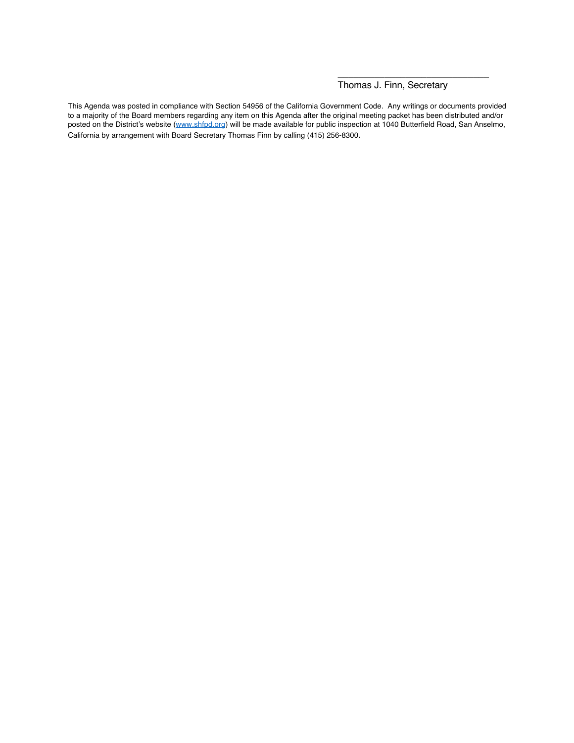\_\_\_\_\_\_\_\_\_\_\_\_\_\_\_\_\_\_\_\_\_\_\_\_\_\_\_\_\_\_\_\_

Thomas J. Finn, Secretary

This Agenda was posted in compliance with Section 54956 of the California Government Code. Any writings or documents provided to a majority of the Board members regarding any item on this Agenda after the original meeting packet has been distributed and/or posted on the District's website ([www.shfpd.org](http://www.shfpd.org)) will be made available for public inspection at 1040 Butterfield Road, San Anselmo, California by arrangement with Board Secretary Thomas Finn by calling (415) 256-8300.